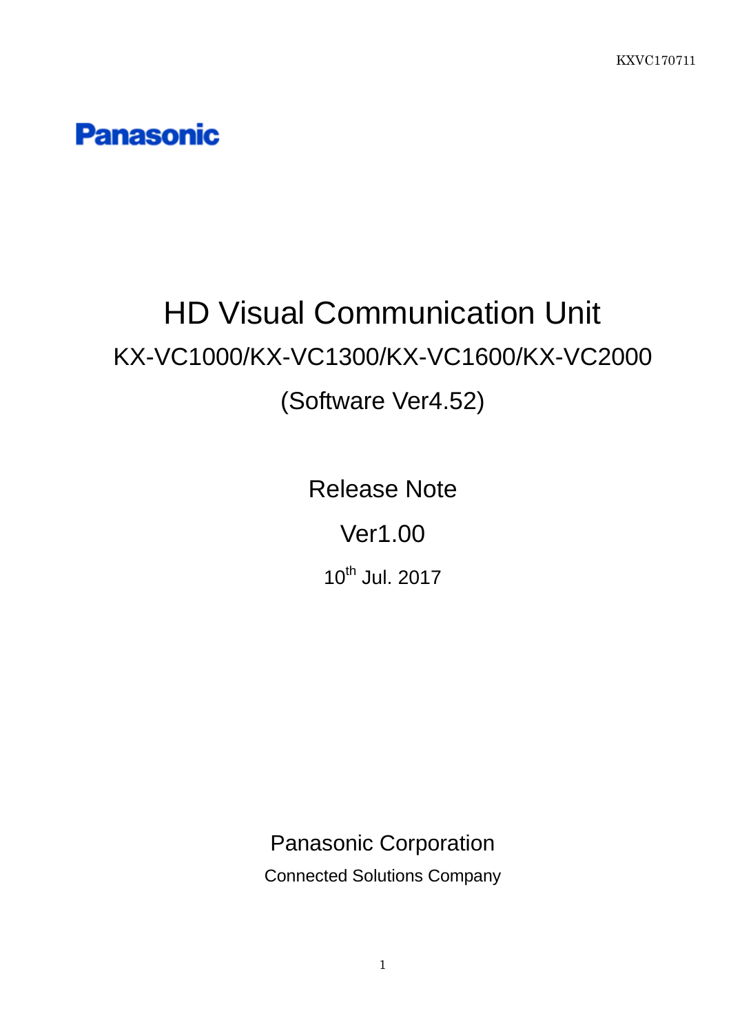KXVC170711

Panasonic

# HD Visual Communication Unit

## KX-VC1000/KX-VC1300/KX-VC1600/KX-VC2000

## (Software Ver4.52)

## Release Note

## Ver1.00

10th Jul. 2017

Panasonic Corporation

Connected Solutions Company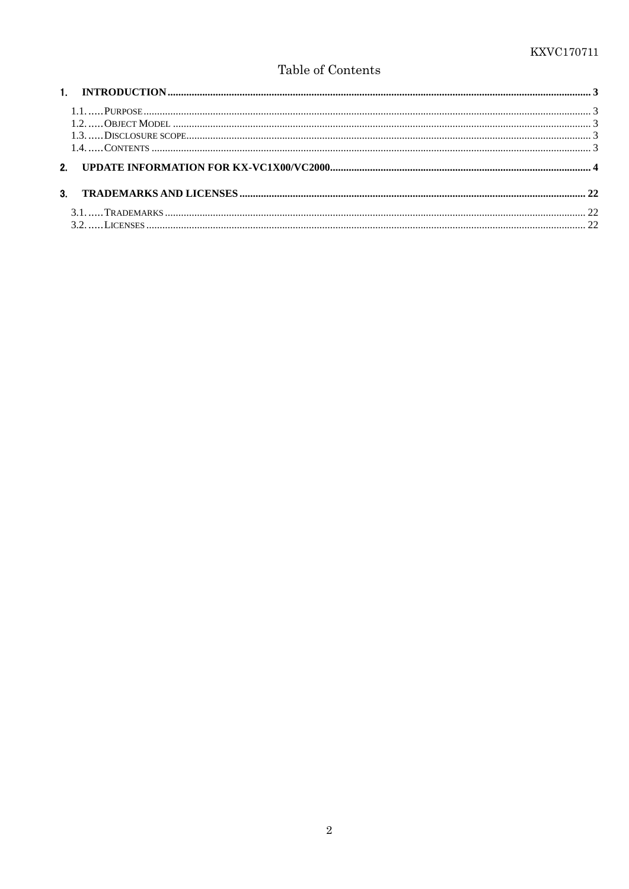# Table of Contents

1. **INTRODUCTION** ..... 3
   - 1.1. ..... PURPOSE ..... 3
   - 1.2. ..... OBJECT MODEL ..... 3
   - 1.3. ..... DISCLOSURE SCOPE ..... 3
   - 1.4. ..... CONTENTS ..... 3
2. **UPDATE INFORMATION FOR KX-VC1X00/VC2000** ..... 4
3. **TRADEMARKS AND LICENSES** ..... 22
   - 3.1. ..... TRADEMARKS ..... 22
   - 3.2. ..... LICENSES ..... 22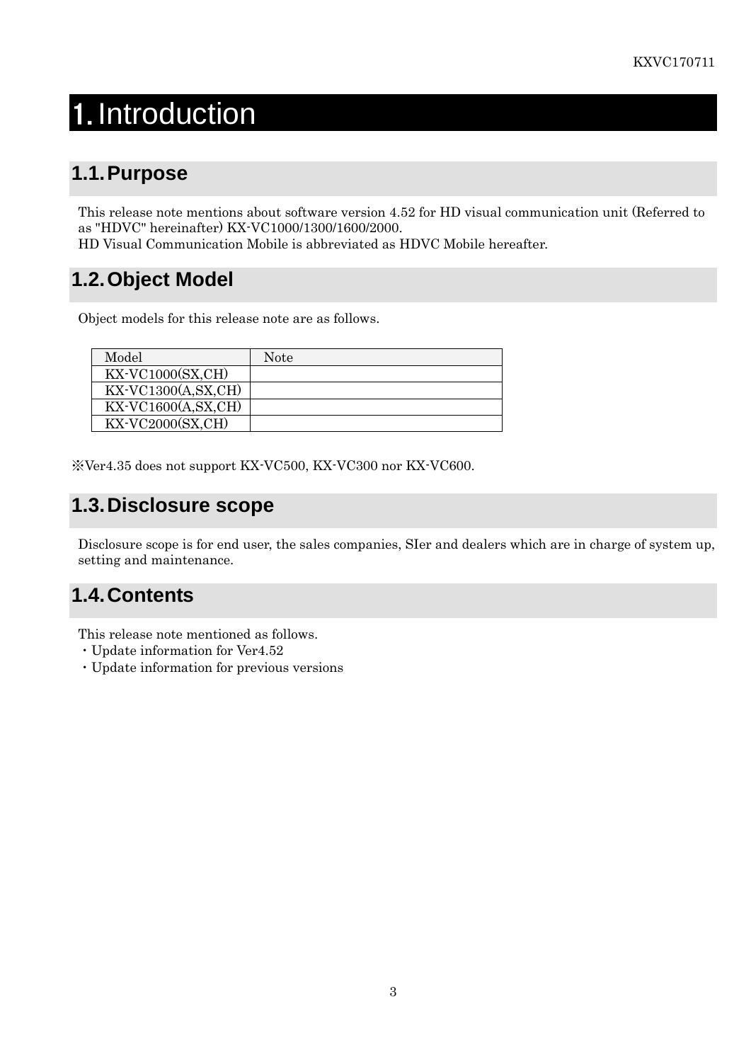# 1. Introduction

## 1.1. Purpose

This release note mentions about software version 4.52 for HD visual communication unit (Referred to as "HDVC" hereinafter) KX-VC1000/1300/1600/2000.
HD Visual Communication Mobile is abbreviated as HDVC Mobile hereafter.

## 1.2. Object Model

Object models for this release note are as follows.

| Model | Note |
|---|---|
| KX-VC1000(SX,CH) | |
| KX-VC1300(A,SX,CH) | |
| KX-VC1600(A,SX,CH) | |
| KX-VC2000(SX,CH) | |

※Ver4.35 does not support KX-VC500, KX-VC300 nor KX-VC600.

## 1.3. Disclosure scope

Disclosure scope is for end user, the sales companies, SIer and dealers which are in charge of system up, setting and maintenance.

## 1.4. Contents

This release note mentioned as follows.

・Update information for Ver4.52
・Update information for previous versions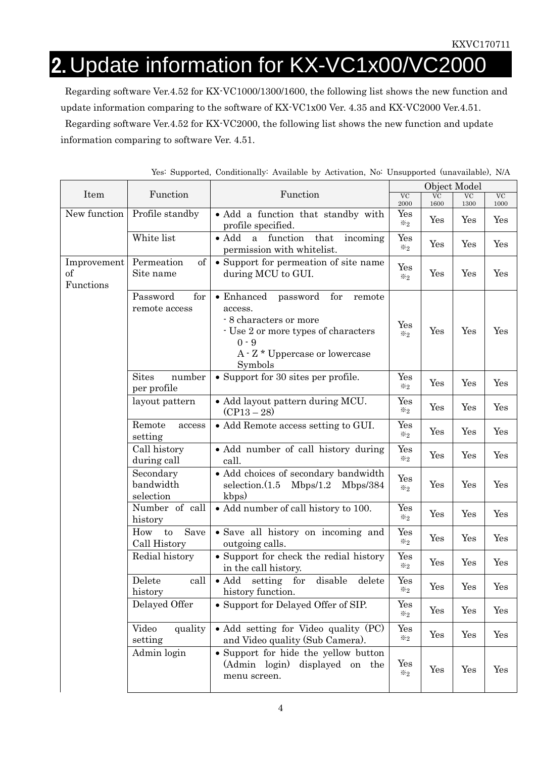# 2. Update information for KX-VC1x00/VC2000

Regarding software Ver.4.52 for KX-VC1000/1300/1600, the following list shows the new function and update information comparing to the software of KX-VC1x00 Ver. 4.35 and KX-VC2000 Ver.4.51.

Regarding software Ver.4.52 for KX-VC2000, the following list shows the new function and update information comparing to software Ver. 4.51.

Yes: Supported, Conditionally: Available by Activation, No: Unsupported (unavailable), N/A

| Item | Function | Function | Object Model | | | |
|---|---|---|---|---|---|---|
| | | | VC 2000 | VC 1600 | VC 1300 | VC 1000 |
| New function | Profile standby | • Add a function that standby with profile specified. | Yes ※2 | Yes | Yes | Yes |
| | White list | • Add a function that incoming permission with whitelist. | Yes ※2 | Yes | Yes | Yes |
| Improvement of Functions | Permeation of Site name | • Support for permeation of site name during MCU to GUI. | Yes ※2 | Yes | Yes | Yes |
| | Password for remote access | • Enhanced password for remote access.<br>- 8 characters or more<br>- Use 2 or more types of characters<br>0 - 9<br>A - Z * Uppercase or lowercase<br>Symbols | Yes ※2 | Yes | Yes | Yes |
| | Sites number per profile | • Support for 30 sites per profile. | Yes ※2 | Yes | Yes | Yes |
| | layout pattern | • Add layout pattern during MCU. (CP13 – 28) | Yes ※2 | Yes | Yes | Yes |
| | Remote access setting | • Add Remote access setting to GUI. | Yes ※2 | Yes | Yes | Yes |
| | Call history during call | • Add number of call history during call. | Yes ※2 | Yes | Yes | Yes |
| | Secondary bandwidth selection | • Add choices of secondary bandwidth selection.(1.5 Mbps/1.2 Mbps/384 kbps) | Yes ※2 | Yes | Yes | Yes |
| | Number of call history | • Add number of call history to 100. | Yes ※2 | Yes | Yes | Yes |
| | How to Save Call History | • Save all history on incoming and outgoing calls. | Yes ※2 | Yes | Yes | Yes |
| | Redial history | • Support for check the redial history in the call history. | Yes ※2 | Yes | Yes | Yes |
| | Delete call history | • Add setting for disable delete history function. | Yes ※2 | Yes | Yes | Yes |
| | Delayed Offer | • Support for Delayed Offer of SIP. | Yes ※2 | Yes | Yes | Yes |
| | Video quality setting | • Add setting for Video quality (PC) and Video quality (Sub Camera). | Yes ※2 | Yes | Yes | Yes |
| | Admin login | • Support for hide the yellow button (Admin login) displayed on the menu screen. | Yes ※2 | Yes | Yes | Yes |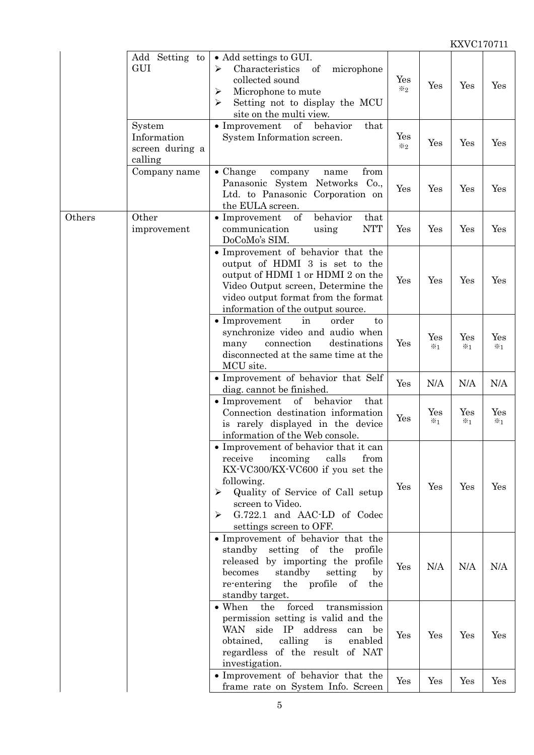| | | | | | | |
|---|---|---|---|---|---|---|
| | Add Setting to GUI | • Add settings to GUI.<br>➢ Characteristics of microphone collected sound<br>➢ Microphone to mute<br>➢ Setting not to display the MCU site on the multi view. | Yes ※2 | Yes | Yes | Yes |
| | System Information screen during a calling | • Improvement of behavior that System Information screen. | Yes ※2 | Yes | Yes | Yes |
| | Company name | • Change company name from Panasonic System Networks Co., Ltd. to Panasonic Corporation on the EULA screen. | Yes | Yes | Yes | Yes |
| Others | Other improvement | • Improvement of behavior that communication using NTT DoCoMo's SIM. | Yes | Yes | Yes | Yes |
| | | • Improvement of behavior that the output of HDMI 3 is set to the output of HDMI 1 or HDMI 2 on the Video Output screen, Determine the video output format from the format information of the output source. | Yes | Yes | Yes | Yes |
| | | • Improvement in order to synchronize video and audio when many connection destinations disconnected at the same time at the MCU site. | Yes | Yes ※1 | Yes ※1 | Yes ※1 |
| | | • Improvement of behavior that Self diag. cannot be finished. | Yes | N/A | N/A | N/A |
| | | • Improvement of behavior that Connection destination information is rarely displayed in the device information of the Web console. | Yes | Yes ※1 | Yes ※1 | Yes ※1 |
| | | • Improvement of behavior that it can receive incoming calls from KX-VC300/KX-VC600 if you set the following.<br>➢ Quality of Service of Call setup screen to Video.<br>➢ G.722.1 and AAC-LD of Codec settings screen to OFF. | Yes | Yes | Yes | Yes |
| | | • Improvement of behavior that the standby setting of the profile released by importing the profile becomes standby setting by re-entering the profile of the standby target. | Yes | N/A | N/A | N/A |
| | | • When the forced transmission permission setting is valid and the WAN side IP address can be obtained, calling is enabled regardless of the result of NAT investigation. | Yes | Yes | Yes | Yes |
| | | • Improvement of behavior that the frame rate on System Info. Screen | Yes | Yes | Yes | Yes |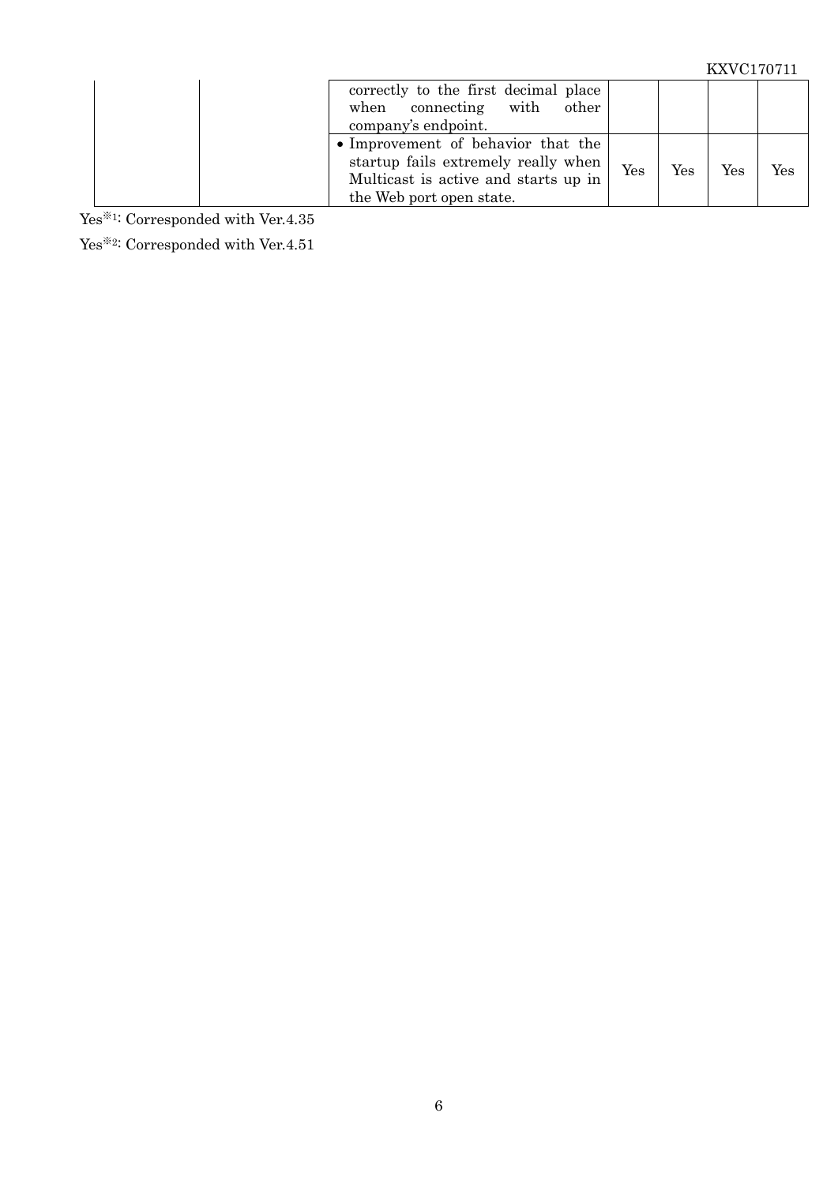| | | correctly to the first decimal place when connecting with other company's endpoint. | | | | |
|---|---|---|---|---|---|---|
| | | • Improvement of behavior that the startup fails extremely really when Multicast is active and starts up in the Web port open state. | Yes | Yes | Yes | Yes |

Yes※1: Corresponded with Ver.4.35

Yes※2: Corresponded with Ver.4.51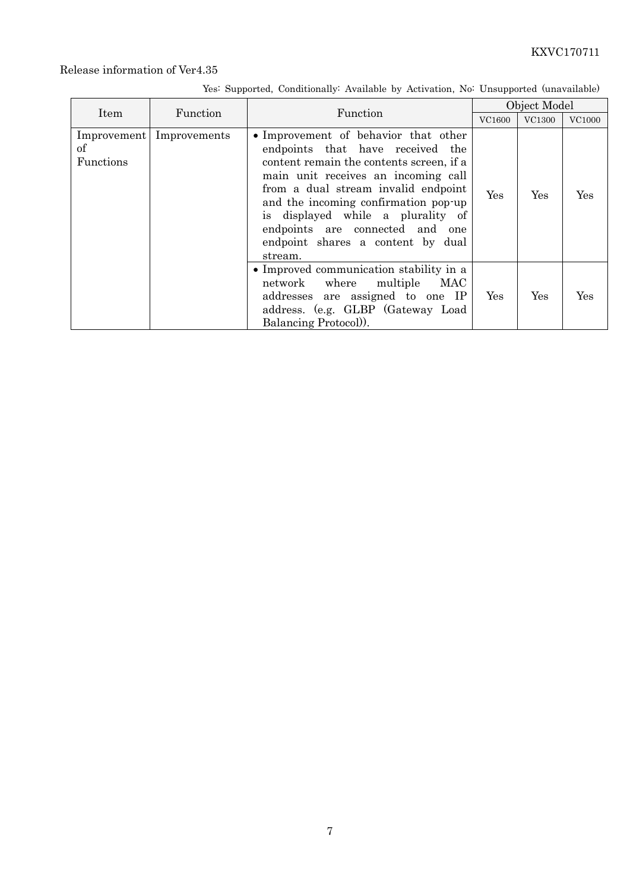Release information of Ver4.35

Yes: Supported, Conditionally: Available by Activation, No: Unsupported (unavailable)

| Item | Function | Function | Object Model | | |
|---|---|---|---|---|---|
| | | | VC1600 | VC1300 | VC1000 |
| Improvement of Functions | Improvements | • Improvement of behavior that other endpoints that have received the content remain the contents screen, if a main unit receives an incoming call from a dual stream invalid endpoint and the incoming confirmation pop-up is displayed while a plurality of endpoints are connected and one endpoint shares a content by dual stream. | Yes | Yes | Yes |
| | | • Improved communication stability in a network where multiple MAC addresses are assigned to one IP address. (e.g. GLBP (Gateway Load Balancing Protocol)). | Yes | Yes | Yes |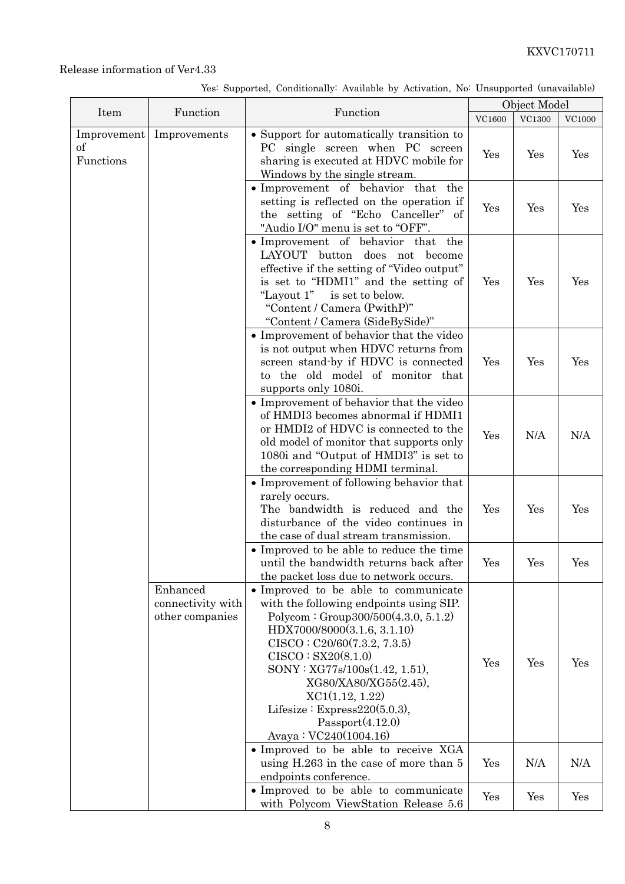Release information of Ver4.33

Yes: Supported, Conditionally: Available by Activation, No: Unsupported (unavailable)

| Item | Function | Function | Object Model | | |
|---|---|---|---|---|---|
| | | | VC1600 | VC1300 | VC1000 |
| Improvement of Functions | Improvements | • Support for automatically transition to PC single screen when PC screen sharing is executed at HDVC mobile for Windows by the single stream. | Yes | Yes | Yes |
| | | • Improvement of behavior that the setting is reflected on the operation if the setting of "Echo Canceller" of "Audio I/O" menu is set to "OFF". | Yes | Yes | Yes |
| | | • Improvement of behavior that the LAYOUT button does not become effective if the setting of "Video output" is set to "HDMI1" and the setting of "Layout 1" is set to below.<br>"Content / Camera (PwithP)"<br>"Content / Camera (SideBySide)" | Yes | Yes | Yes |
| | | • Improvement of behavior that the video is not output when HDVC returns from screen stand-by if HDVC is connected to the old model of monitor that supports only 1080i. | Yes | Yes | Yes |
| | | • Improvement of behavior that the video of HMDI3 becomes abnormal if HDMI1 or HMDI2 of HDVC is connected to the old model of monitor that supports only 1080i and "Output of HMDI3" is set to the corresponding HDMI terminal. | Yes | N/A | N/A |
| | | • Improvement of following behavior that rarely occurs.<br>The bandwidth is reduced and the disturbance of the video continues in the case of dual stream transmission. | Yes | Yes | Yes |
| | | • Improved to be able to reduce the time until the bandwidth returns back after the packet loss due to network occurs. | Yes | Yes | Yes |
| | Enhanced connectivity with other companies | • Improved to be able to communicate with the following endpoints using SIP.<br>Polycom : Group300/500(4.3.0, 5.1.2)<br>HDX7000/8000(3.1.6, 3.1.10)<br>CISCO : C20/60(7.3.2, 7.3.5)<br>CISCO : SX20(8.1.0)<br>SONY : XG77s/100s(1.42, 1.51),<br>XG80/XA80/XG55(2.45),<br>XC1(1.12, 1.22)<br>Lifesize : Express220(5.0.3),<br>Passport(4.12.0)<br>Avaya : VC240(1004.16) | Yes | Yes | Yes |
| | | • Improved to be able to receive XGA using H.263 in the case of more than 5 endpoints conference. | Yes | N/A | N/A |
| | | • Improved to be able to communicate with Polycom ViewStation Release 5.6 | Yes | Yes | Yes |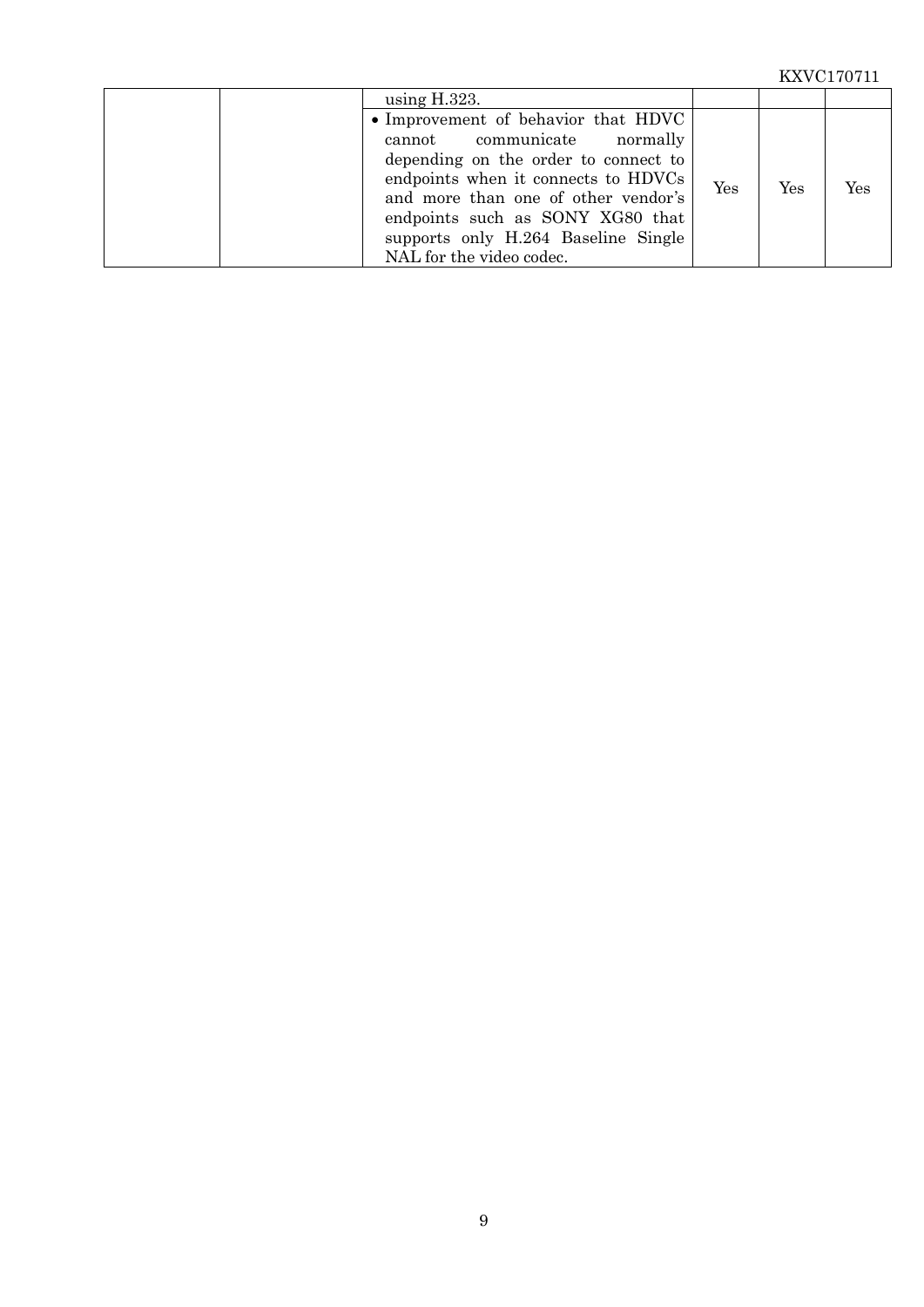| | | | | | |
|---|---|---|---|---|---|
| | | using H.323. | | | |
| | | • Improvement of behavior that HDVC cannot communicate normally depending on the order to connect to endpoints when it connects to HDVCs and more than one of other vendor's endpoints such as SONY XG80 that supports only H.264 Baseline Single NAL for the video codec. | Yes | Yes | Yes |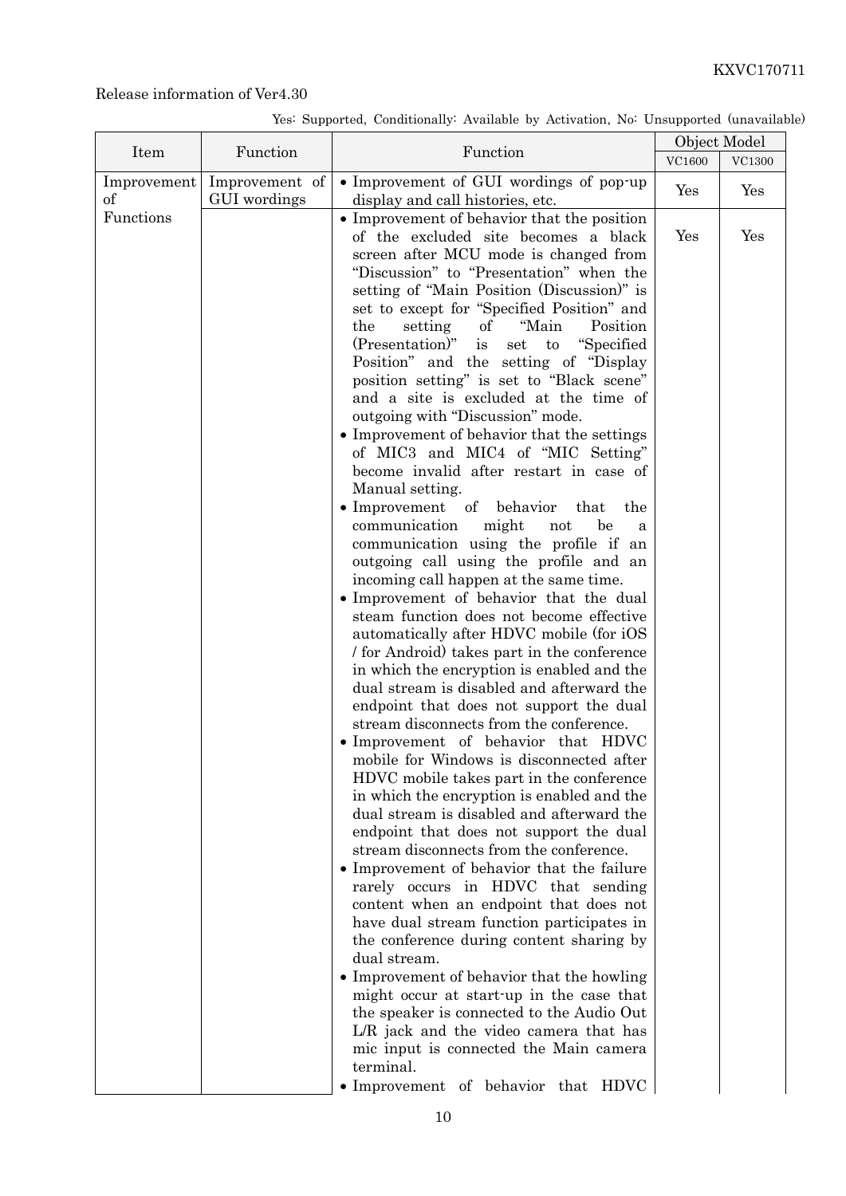Release information of Ver4.30

Yes: Supported, Conditionally: Available by Activation, No: Unsupported (unavailable)

| Item | Function | Function | Object Model | |
|---|---|---|---|---|
| | | | VC1600 | VC1300 |
| Improvement of Functions | Improvement of GUI wordings | • Improvement of GUI wordings of pop-up display and call histories, etc. | Yes | Yes |
| | | • Improvement of behavior that the position of the excluded site becomes a black screen after MCU mode is changed from "Discussion" to "Presentation" when the setting of "Main Position (Discussion)" is set to except for "Specified Position" and the setting of "Main Position (Presentation)" is set to "Specified Position" and the setting of "Display position setting" is set to "Black scene" and a site is excluded at the time of outgoing with "Discussion" mode.<br>• Improvement of behavior that the settings of MIC3 and MIC4 of "MIC Setting" become invalid after restart in case of Manual setting.<br>• Improvement of behavior that the communication might not be a communication using the profile if an outgoing call using the profile and an incoming call happen at the same time.<br>• Improvement of behavior that the dual steam function does not become effective automatically after HDVC mobile (for iOS / for Android) takes part in the conference in which the encryption is enabled and the dual stream is disabled and afterward the endpoint that does not support the dual stream disconnects from the conference.<br>• Improvement of behavior that HDVC mobile for Windows is disconnected after HDVC mobile takes part in the conference in which the encryption is enabled and the dual stream is disabled and afterward the endpoint that does not support the dual stream disconnects from the conference.<br>• Improvement of behavior that the failure rarely occurs in HDVC that sending content when an endpoint that does not have dual stream function participates in the conference during content sharing by dual stream.<br>• Improvement of behavior that the howling might occur at start-up in the case that the speaker is connected to the Audio Out L/R jack and the video camera that has mic input is connected the Main camera terminal.<br>• Improvement of behavior that HDVC | Yes | Yes |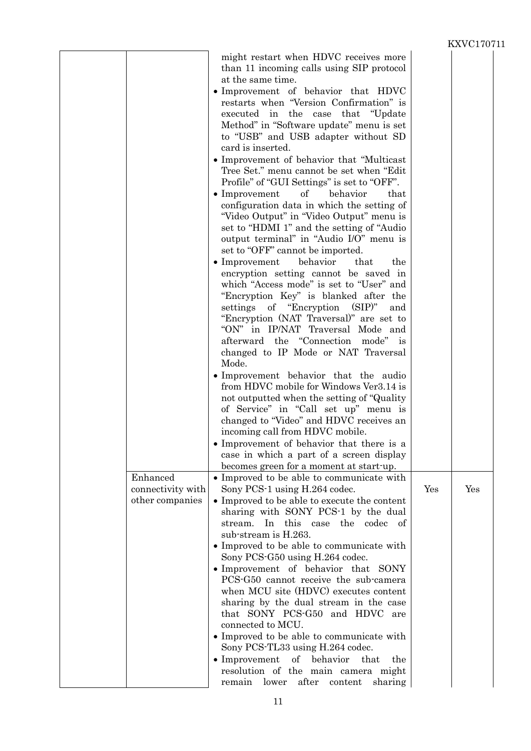| | | | | |
|---|---|---|---|---|
| | | might restart when HDVC receives more than 11 incoming calls using SIP protocol at the same time.<br>• Improvement of behavior that HDVC restarts when "Version Confirmation" is executed in the case that "Update Method" in "Software update" menu is set to "USB" and USB adapter without SD card is inserted.<br>• Improvement of behavior that "Multicast Tree Set." menu cannot be set when "Edit Profile" of "GUI Settings" is set to "OFF".<br>• Improvement of behavior that configuration data in which the setting of "Video Output" in "Video Output" menu is set to "HDMI 1" and the setting of "Audio output terminal" in "Audio I/O" menu is set to "OFF" cannot be imported.<br>• Improvement behavior that the encryption setting cannot be saved in which "Access mode" is set to "User" and "Encryption Key" is blanked after the settings of "Encryption (SIP)" and "Encryption (NAT Traversal)" are set to "ON" in IP/NAT Traversal Mode and afterward the "Connection mode" is changed to IP Mode or NAT Traversal Mode.<br>• Improvement behavior that the audio from HDVC mobile for Windows Ver3.14 is not outputted when the setting of "Quality of Service" in "Call set up" menu is changed to "Video" and HDVC receives an incoming call from HDVC mobile.<br>• Improvement of behavior that there is a case in which a part of a screen display becomes green for a moment at start-up. | | |
| | Enhanced connectivity with other companies | • Improved to be able to communicate with Sony PCS-1 using H.264 codec.<br>• Improved to be able to execute the content sharing with SONY PCS-1 by the dual stream. In this case the codec of sub-stream is H.263.<br>• Improved to be able to communicate with Sony PCS-G50 using H.264 codec.<br>• Improvement of behavior that SONY PCS-G50 cannot receive the sub-camera when MCU site (HDVC) executes content sharing by the dual stream in the case that SONY PCS-G50 and HDVC are connected to MCU.<br>• Improved to be able to communicate with Sony PCS-TL33 using H.264 codec.<br>• Improvement of behavior that the resolution of the main camera might remain lower after content sharing | Yes | Yes |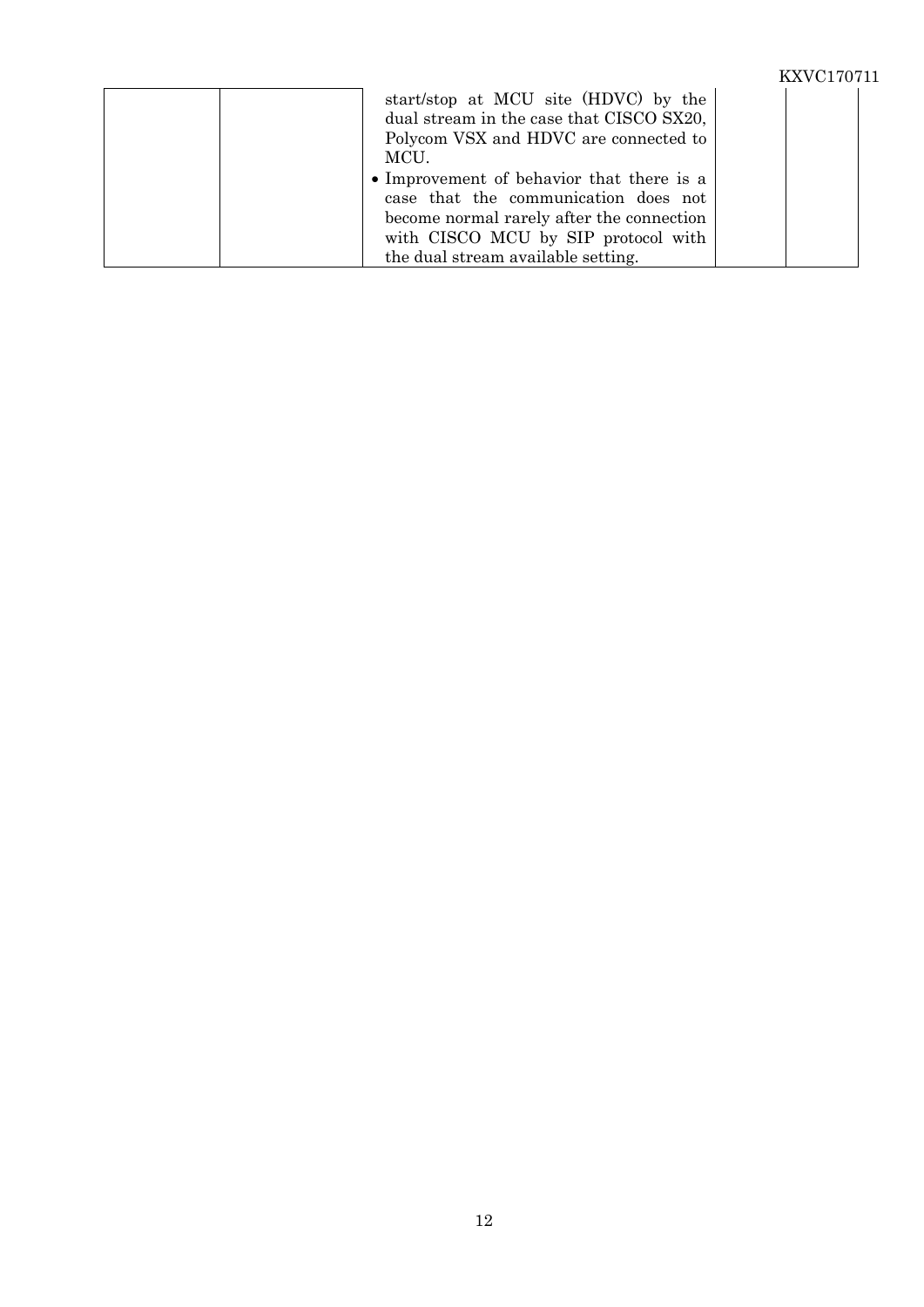|  |  | start/stop at MCU site (HDVC) by the dual stream in the case that CISCO SX20, Polycom VSX and HDVC are connected to MCU.<br>• Improvement of behavior that there is a case that the communication does not become normal rarely after the connection with CISCO MCU by SIP protocol with the dual stream available setting. |  |  |
|---|---|---|---|---|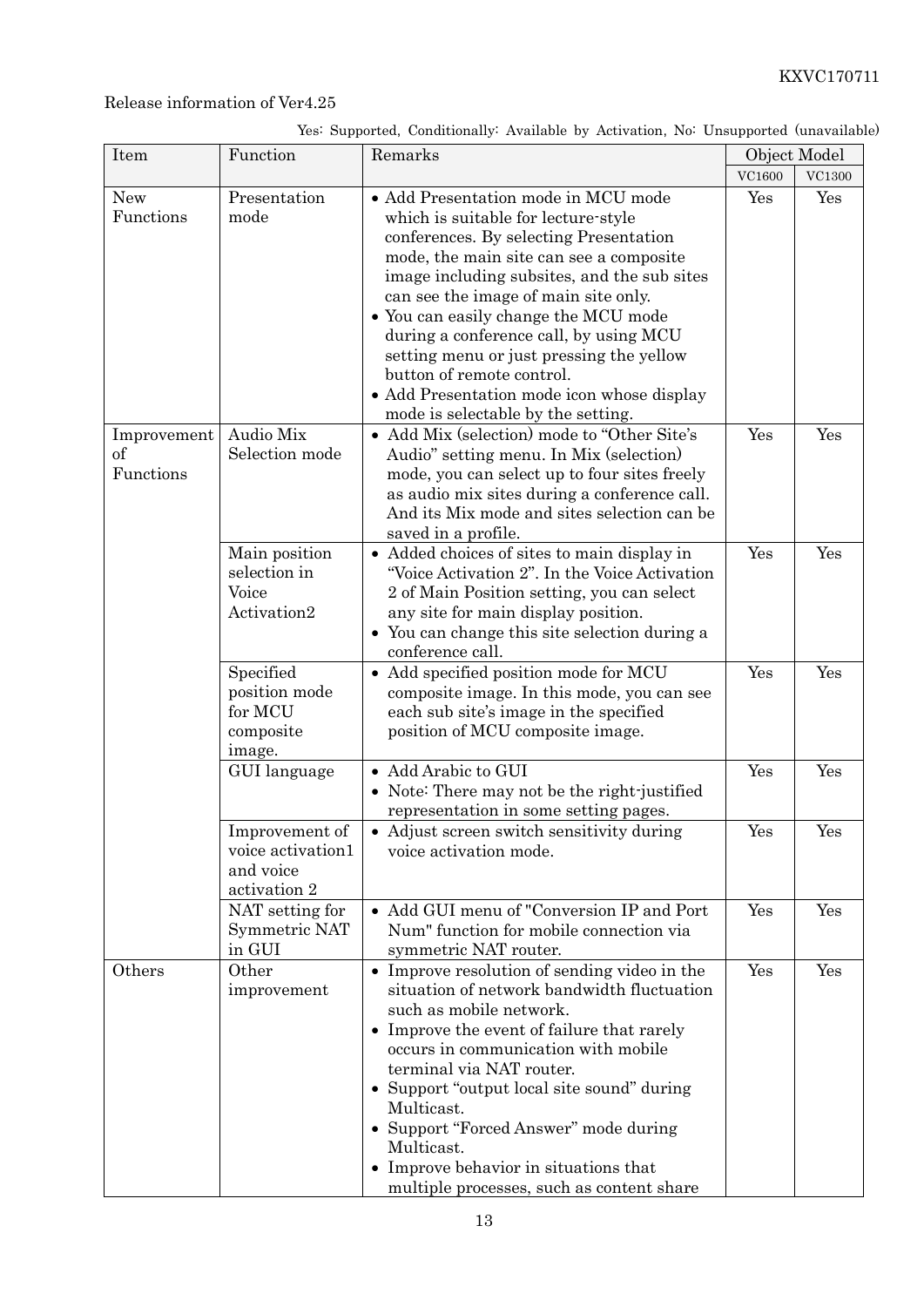Release information of Ver4.25

Yes: Supported, Conditionally: Available by Activation, No: Unsupported (unavailable)

| Item | Function | Remarks | Object Model | |
|---|---|---|---|---|
| | | | VC1600 | VC1300 |
| New Functions | Presentation mode | • Add Presentation mode in MCU mode which is suitable for lecture-style conferences. By selecting Presentation mode, the main site can see a composite image including subsites, and the sub sites can see the image of main site only.<br>• You can easily change the MCU mode during a conference call, by using MCU setting menu or just pressing the yellow button of remote control.<br>• Add Presentation mode icon whose display mode is selectable by the setting. | Yes | Yes |
| Improvement of Functions | Audio Mix Selection mode | • Add Mix (selection) mode to "Other Site's Audio" setting menu. In Mix (selection) mode, you can select up to four sites freely as audio mix sites during a conference call. And its Mix mode and sites selection can be saved in a profile. | Yes | Yes |
| | Main position selection in Voice Activation2 | • Added choices of sites to main display in "Voice Activation 2". In the Voice Activation 2 of Main Position setting, you can select any site for main display position.<br>• You can change this site selection during a conference call. | Yes | Yes |
| | Specified position mode for MCU composite image. | • Add specified position mode for MCU composite image. In this mode, you can see each sub site's image in the specified position of MCU composite image. | Yes | Yes |
| | GUI language | • Add Arabic to GUI<br>• Note: There may not be the right-justified representation in some setting pages. | Yes | Yes |
| | Improvement of voice activation1 and voice activation 2 | • Adjust screen switch sensitivity during voice activation mode. | Yes | Yes |
| | NAT setting for Symmetric NAT in GUI | • Add GUI menu of "Conversion IP and Port Num" function for mobile connection via symmetric NAT router. | Yes | Yes |
| Others | Other improvement | • Improve resolution of sending video in the situation of network bandwidth fluctuation such as mobile network.<br>• Improve the event of failure that rarely occurs in communication with mobile terminal via NAT router.<br>• Support "output local site sound" during Multicast.<br>• Support "Forced Answer" mode during Multicast.<br>• Improve behavior in situations that multiple processes, such as content share | Yes | Yes |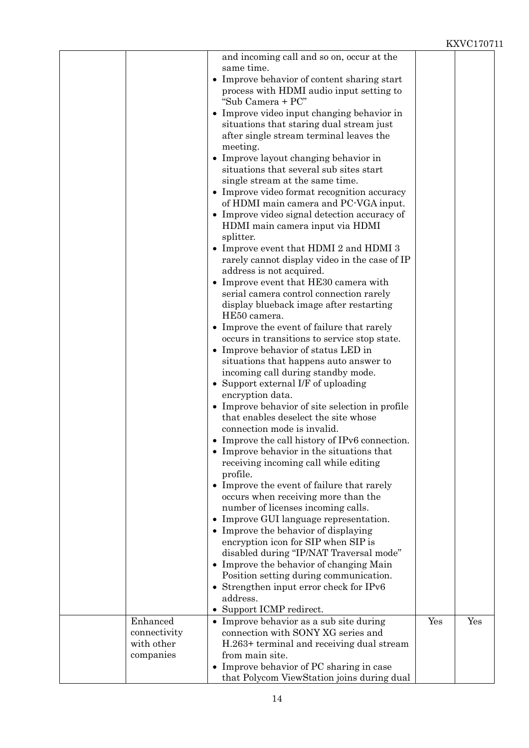| | | | | |
|---|---|---|---|---|
| | | and incoming call and so on, occur at the same time.<br>• Improve behavior of content sharing start process with HDMI audio input setting to "Sub Camera + PC"<br>• Improve video input changing behavior in situations that staring dual stream just after single stream terminal leaves the meeting.<br>• Improve layout changing behavior in situations that several sub sites start single stream at the same time.<br>• Improve video format recognition accuracy of HDMI main camera and PC-VGA input.<br>• Improve video signal detection accuracy of HDMI main camera input via HDMI splitter.<br>• Improve event that HDMI 2 and HDMI 3 rarely cannot display video in the case of IP address is not acquired.<br>• Improve event that HE30 camera with serial camera control connection rarely display blueback image after restarting HE50 camera.<br>• Improve the event of failure that rarely occurs in transitions to service stop state.<br>• Improve behavior of status LED in situations that happens auto answer to incoming call during standby mode.<br>• Support external I/F of uploading encryption data.<br>• Improve behavior of site selection in profile that enables deselect the site whose connection mode is invalid.<br>• Improve the call history of IPv6 connection.<br>• Improve behavior in the situations that receiving incoming call while editing profile.<br>• Improve the event of failure that rarely occurs when receiving more than the number of licenses incoming calls.<br>• Improve GUI language representation.<br>• Improve the behavior of displaying encryption icon for SIP when SIP is disabled during "IP/NAT Traversal mode"<br>• Improve the behavior of changing Main Position setting during communication.<br>• Strengthen input error check for IPv6 address.<br>• Support ICMP redirect. | | |
| | Enhanced connectivity with other companies | • Improve behavior as a sub site during connection with SONY XG series and H.263+ terminal and receiving dual stream from main site.<br>• Improve behavior of PC sharing in case that Polycom ViewStation joins during dual | Yes | Yes |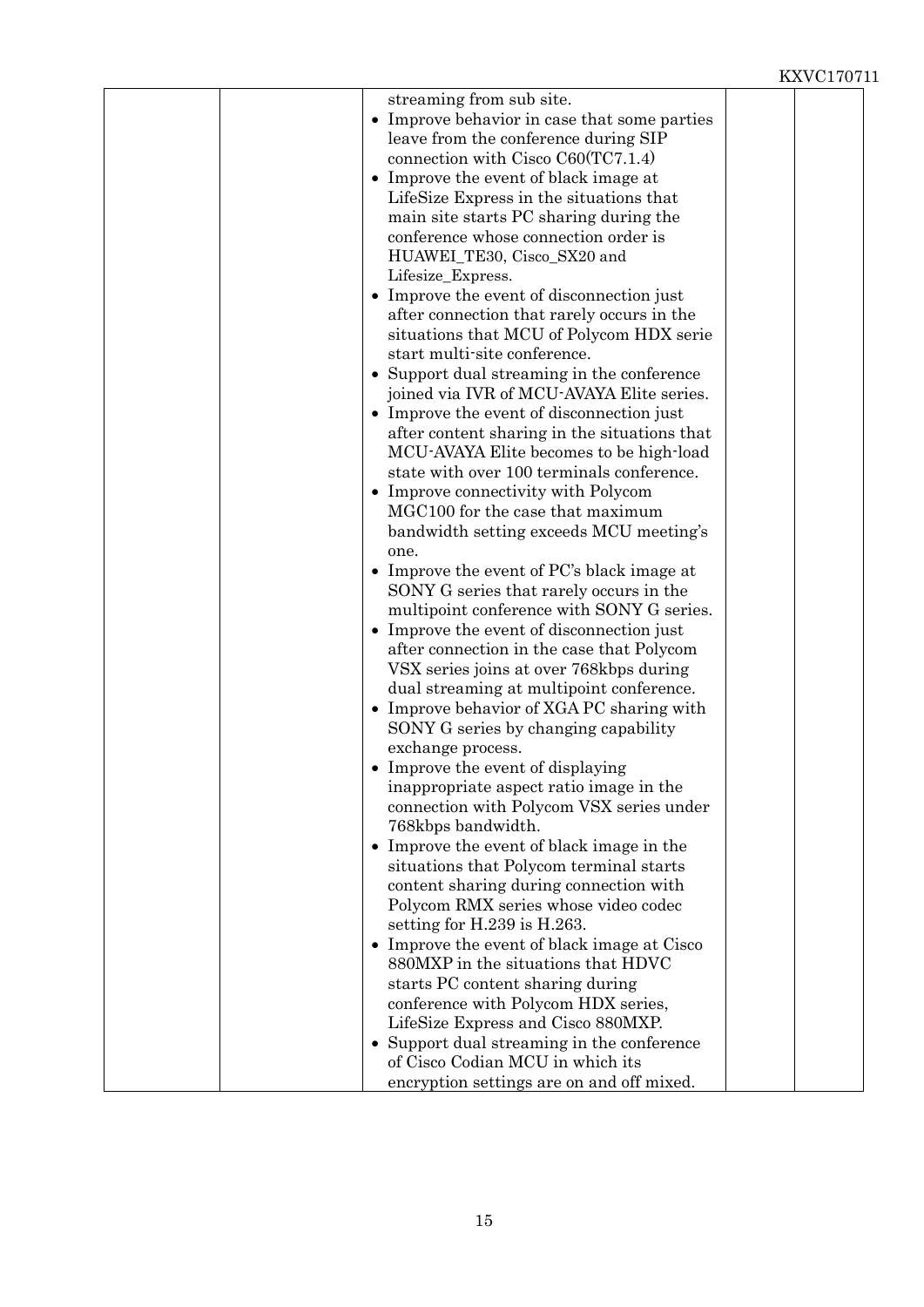|  |  | streaming from sub site.<br>• Improve behavior in case that some parties leave from the conference during SIP connection with Cisco C60(TC7.1.4)<br>• Improve the event of black image at LifeSize Express in the situations that main site starts PC sharing during the conference whose connection order is HUAWEI_TE30, Cisco_SX20 and Lifesize_Express.<br>• Improve the event of disconnection just after connection that rarely occurs in the situations that MCU of Polycom HDX serie start multi-site conference.<br>• Support dual streaming in the conference joined via IVR of MCU-AVAYA Elite series.<br>• Improve the event of disconnection just after content sharing in the situations that MCU-AVAYA Elite becomes to be high-load state with over 100 terminals conference.<br>• Improve connectivity with Polycom MGC100 for the case that maximum bandwidth setting exceeds MCU meeting's one.<br>• Improve the event of PC's black image at SONY G series that rarely occurs in the multipoint conference with SONY G series.<br>• Improve the event of disconnection just after connection in the case that Polycom VSX series joins at over 768kbps during dual streaming at multipoint conference.<br>• Improve behavior of XGA PC sharing with SONY G series by changing capability exchange process.<br>• Improve the event of displaying inappropriate aspect ratio image in the connection with Polycom VSX series under 768kbps bandwidth.<br>• Improve the event of black image in the situations that Polycom terminal starts content sharing during connection with Polycom RMX series whose video codec setting for H.239 is H.263.<br>• Improve the event of black image at Cisco 880MXP in the situations that HDVC starts PC content sharing during conference with Polycom HDX series, LifeSize Express and Cisco 880MXP.<br>• Support dual streaming in the conference of Cisco Codian MCU in which its encryption settings are on and off mixed. |  |  |
|---|---|---|---|---|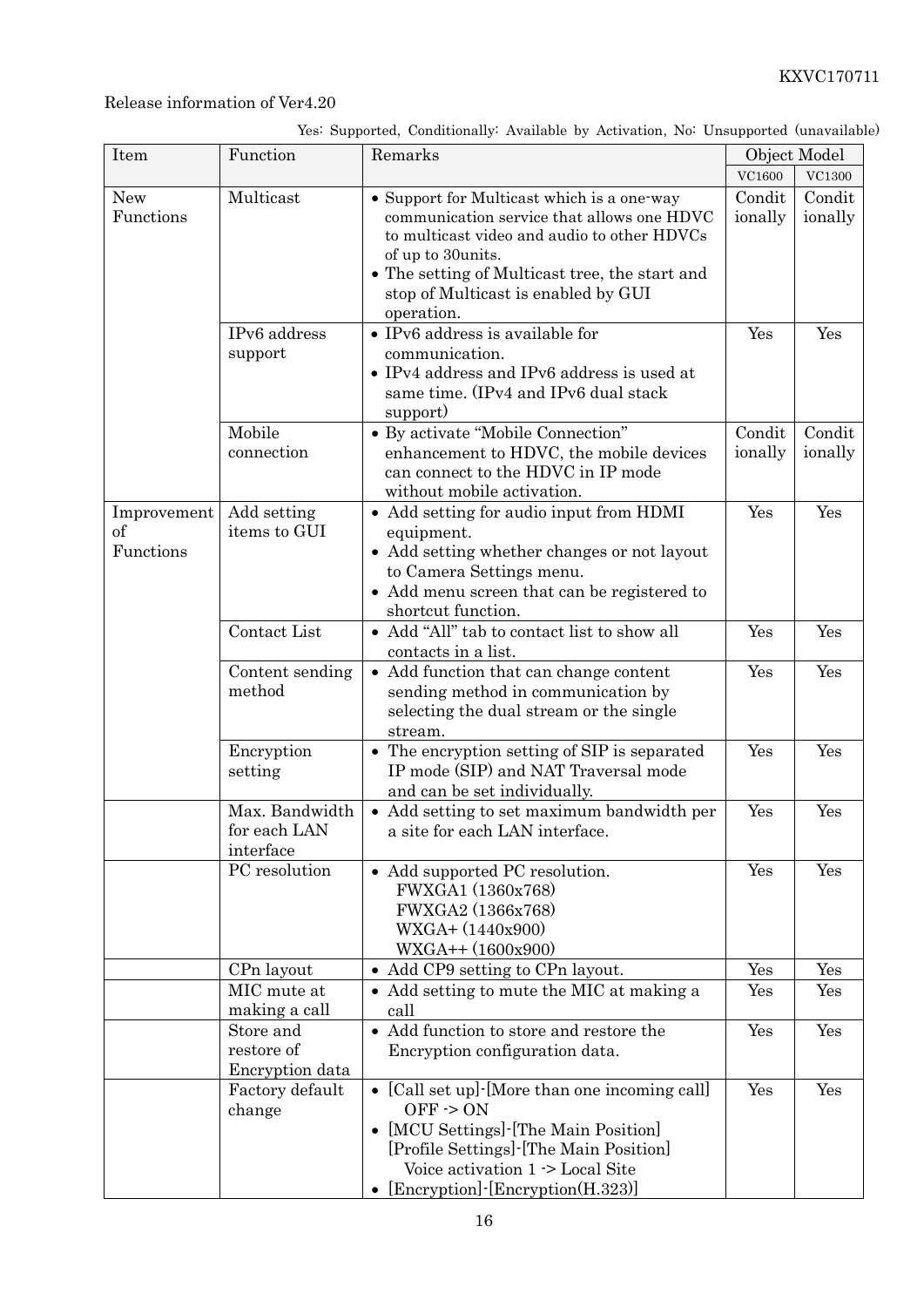KXVC170711

Release information of Ver4.20

Yes: Supported, Conditionally: Available by Activation, No: Unsupported (unavailable)

| Item | Function | Remarks | Object Model | |
|---|---|---|---|---|
| | | | VC1600 | VC1300 |
| New Functions | Multicast | • Support for Multicast which is a one-way communication service that allows one HDVC to multicast video and audio to other HDVCs of up to 30units.<br>• The setting of Multicast tree, the start and stop of Multicast is enabled by GUI operation. | Conditionally | Conditionally |
| | IPv6 address support | • IPv6 address is available for communication.<br>• IPv4 address and IPv6 address is used at same time. (IPv4 and IPv6 dual stack support) | Yes | Yes |
| | Mobile connection | • By activate "Mobile Connection" enhancement to HDVC, the mobile devices can connect to the HDVC in IP mode without mobile activation. | Conditionally | Conditionally |
| Improvement of Functions | Add setting items to GUI | • Add setting for audio input from HDMI equipment.<br>• Add setting whether changes or not layout to Camera Settings menu.<br>• Add menu screen that can be registered to shortcut function. | Yes | Yes |
| | Contact List | • Add "All" tab to contact list to show all contacts in a list. | Yes | Yes |
| | Content sending method | • Add function that can change content sending method in communication by selecting the dual stream or the single stream. | Yes | Yes |
| | Encryption setting | • The encryption setting of SIP is separated IP mode (SIP) and NAT Traversal mode and can be set individually. | Yes | Yes |
| | Max. Bandwidth for each LAN interface | • Add setting to set maximum bandwidth per a site for each LAN interface. | Yes | Yes |
| | PC resolution | • Add supported PC resolution.<br>FWXGA1 (1360x768)<br>FWXGA2 (1366x768)<br>WXGA+ (1440x900)<br>WXGA++ (1600x900) | Yes | Yes |
| | CPn layout | • Add CP9 setting to CPn layout. | Yes | Yes |
| | MIC mute at making a call | • Add setting to mute the MIC at making a call | Yes | Yes |
| | Store and restore of Encryption data | • Add function to store and restore the Encryption configuration data. | Yes | Yes |
| | Factory default change | • [Call set up]-[More than one incoming call]<br>OFF -> ON<br>• [MCU Settings]-[The Main Position]<br>[Profile Settings]-[The Main Position]<br>Voice activation 1 -> Local Site<br>• [Encryption]-[Encryption(H.323)] | Yes | Yes |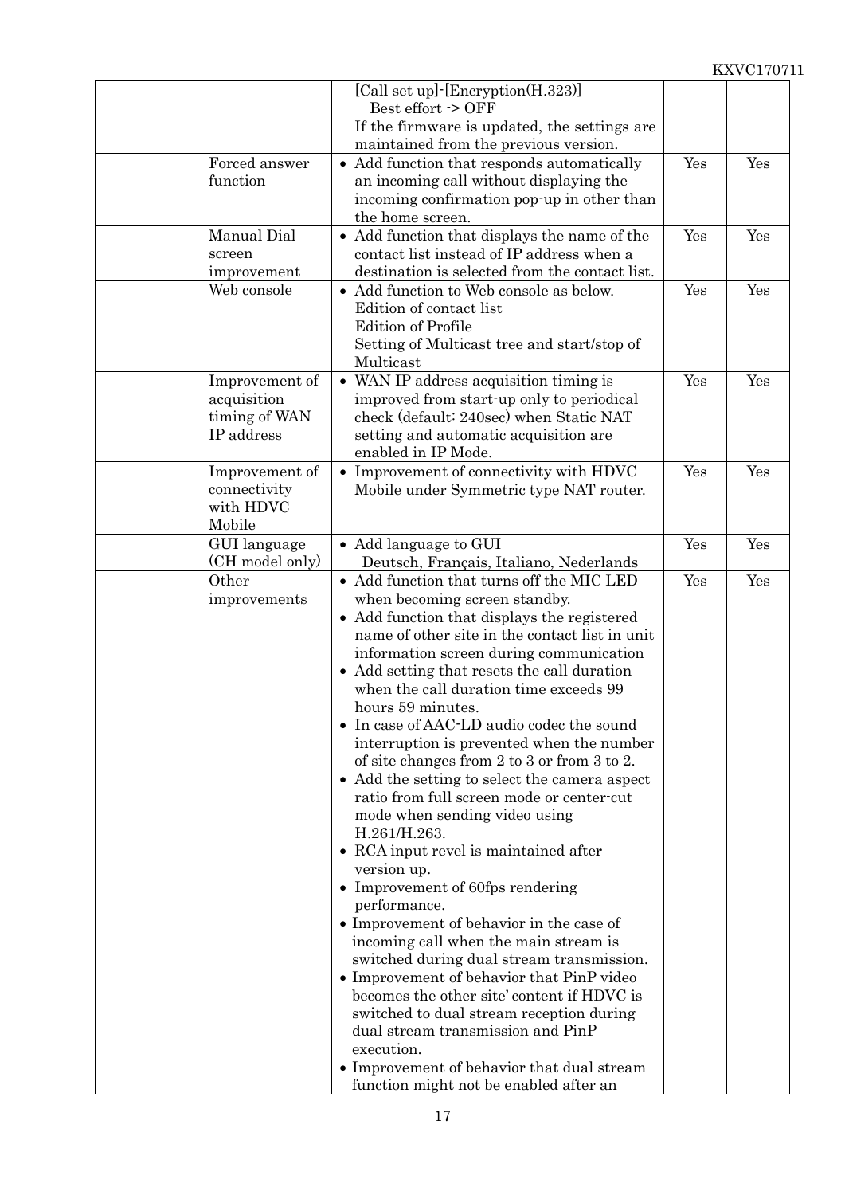| | | | | |
|---|---|---|---|---|
| | | [Call set up]-[Encryption(H.323)]<br>Best effort -> OFF<br>If the firmware is updated, the settings are maintained from the previous version. | | |
| | Forced answer function | • Add function that responds automatically an incoming call without displaying the incoming confirmation pop-up in other than the home screen. | Yes | Yes |
| | Manual Dial screen improvement | • Add function that displays the name of the contact list instead of IP address when a destination is selected from the contact list. | Yes | Yes |
| | Web console | • Add function to Web console as below.<br>Edition of contact list<br>Edition of Profile<br>Setting of Multicast tree and start/stop of Multicast | Yes | Yes |
| | Improvement of acquisition timing of WAN IP address | • WAN IP address acquisition timing is improved from start-up only to periodical check (default: 240sec) when Static NAT setting and automatic acquisition are enabled in IP Mode. | Yes | Yes |
| | Improvement of connectivity with HDVC Mobile | • Improvement of connectivity with HDVC Mobile under Symmetric type NAT router. | Yes | Yes |
| | GUI language (CH model only) | • Add language to GUI<br>Deutsch, Français, Italiano, Nederlands | Yes | Yes |
| | Other improvements | • Add function that turns off the MIC LED when becoming screen standby.<br>• Add function that displays the registered name of other site in the contact list in unit information screen during communication<br>• Add setting that resets the call duration when the call duration time exceeds 99 hours 59 minutes.<br>• In case of AAC-LD audio codec the sound interruption is prevented when the number of site changes from 2 to 3 or from 3 to 2.<br>• Add the setting to select the camera aspect ratio from full screen mode or center-cut mode when sending video using H.261/H.263.<br>• RCA input revel is maintained after version up.<br>• Improvement of 60fps rendering performance.<br>• Improvement of behavior in the case of incoming call when the main stream is switched during dual stream transmission.<br>• Improvement of behavior that PinP video becomes the other site' content if HDVC is switched to dual stream reception during dual stream transmission and PinP execution.<br>• Improvement of behavior that dual stream function might not be enabled after an | Yes | Yes |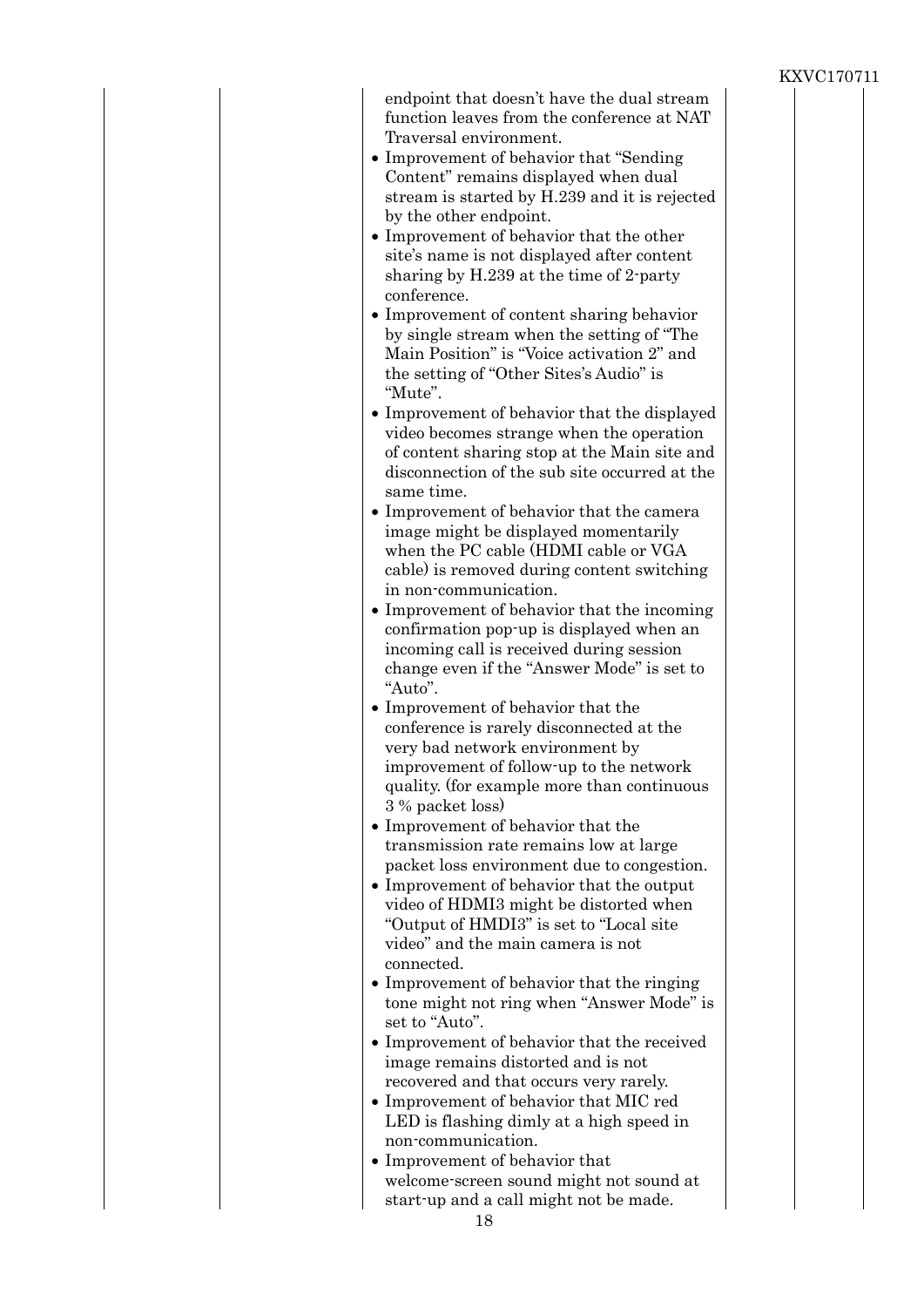| | | | | |
|---|---|---|---|---|
| | | endpoint that doesn't have the dual stream function leaves from the conference at NAT Traversal environment.<br>• Improvement of behavior that "Sending Content" remains displayed when dual stream is started by H.239 and it is rejected by the other endpoint.<br>• Improvement of behavior that the other site's name is not displayed after content sharing by H.239 at the time of 2-party conference.<br>• Improvement of content sharing behavior by single stream when the setting of "The Main Position" is "Voice activation 2" and the setting of "Other Sites's Audio" is "Mute".<br>• Improvement of behavior that the displayed video becomes strange when the operation of content sharing stop at the Main site and disconnection of the sub site occurred at the same time.<br>• Improvement of behavior that the camera image might be displayed momentarily when the PC cable (HDMI cable or VGA cable) is removed during content switching in non-communication.<br>• Improvement of behavior that the incoming confirmation pop-up is displayed when an incoming call is received during session change even if the "Answer Mode" is set to "Auto".<br>• Improvement of behavior that the conference is rarely disconnected at the very bad network environment by improvement of follow-up to the network quality. (for example more than continuous 3 % packet loss)<br>• Improvement of behavior that the transmission rate remains low at large packet loss environment due to congestion.<br>• Improvement of behavior that the output video of HDMI3 might be distorted when "Output of HMDI3" is set to "Local site video" and the main camera is not connected.<br>• Improvement of behavior that the ringing tone might not ring when "Answer Mode" is set to "Auto".<br>• Improvement of behavior that the received image remains distorted and is not recovered and that occurs very rarely.<br>• Improvement of behavior that MIC red LED is flashing dimly at a high speed in non-communication.<br>• Improvement of behavior that welcome-screen sound might not sound at start-up and a call might not be made. | | |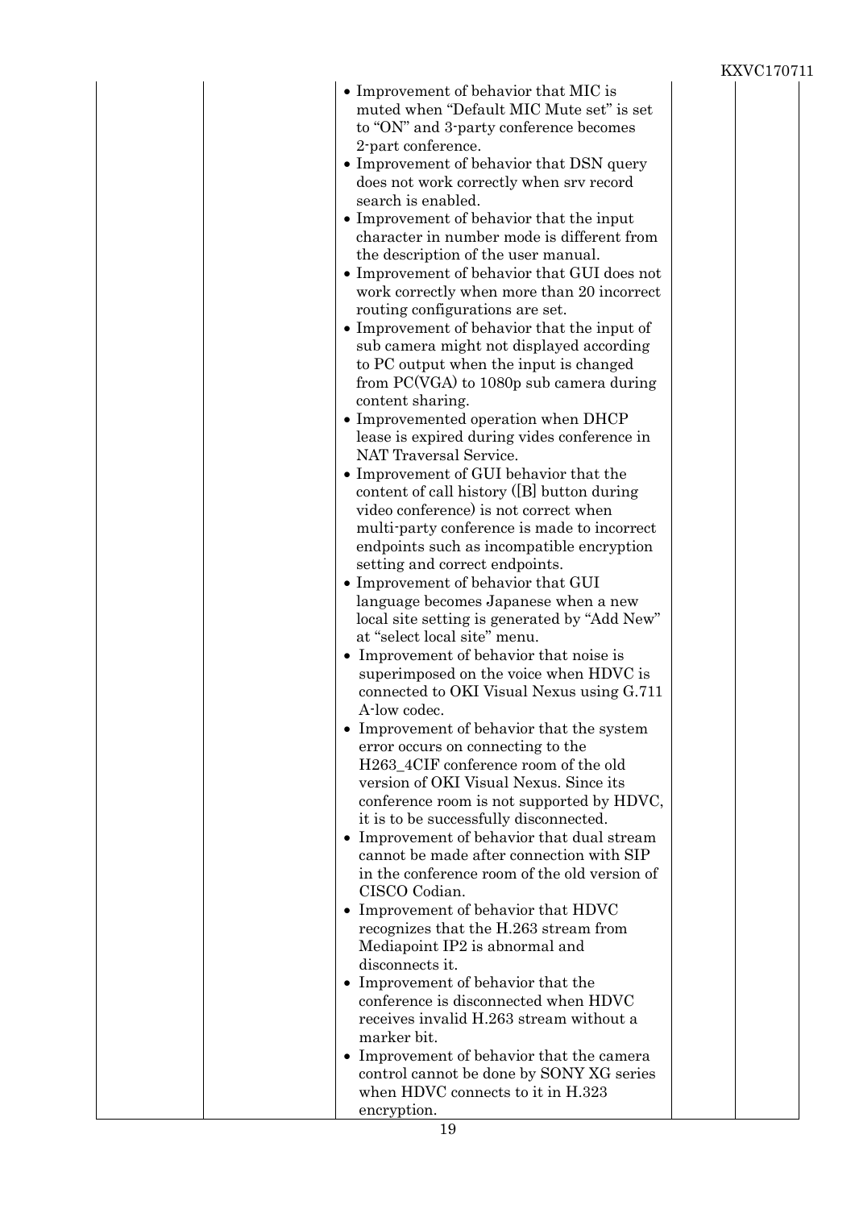|  |  |  |  |  |
|---|---|---|---|---|
|  |  | • Improvement of behavior that MIC is muted when “Default MIC Mute set” is set to “ON” and 3-party conference becomes 2-part conference.<br>• Improvement of behavior that DSN query does not work correctly when srv record search is enabled.<br>• Improvement of behavior that the input character in number mode is different from the description of the user manual.<br>• Improvement of behavior that GUI does not work correctly when more than 20 incorrect routing configurations are set.<br>• Improvement of behavior that the input of sub camera might not displayed according to PC output when the input is changed from PC(VGA) to 1080p sub camera during content sharing.<br>• Improvemented operation when DHCP lease is expired during vides conference in NAT Traversal Service.<br>• Improvement of GUI behavior that the content of call history ([B] button during video conference) is not correct when multi-party conference is made to incorrect endpoints such as incompatible encryption setting and correct endpoints.<br>• Improvement of behavior that GUI language becomes Japanese when a new local site setting is generated by “Add New” at “select local site” menu.<br>• Improvement of behavior that noise is superimposed on the voice when HDVC is connected to OKI Visual Nexus using G.711 A-low codec.<br>• Improvement of behavior that the system error occurs on connecting to the H263_4CIF conference room of the old version of OKI Visual Nexus. Since its conference room is not supported by HDVC, it is to be successfully disconnected.<br>• Improvement of behavior that dual stream cannot be made after connection with SIP in the conference room of the old version of CISCO Codian.<br>• Improvement of behavior that HDVC recognizes that the H.263 stream from Mediapoint IP2 is abnormal and disconnects it.<br>• Improvement of behavior that the conference is disconnected when HDVC receives invalid H.263 stream without a marker bit.<br>• Improvement of behavior that the camera control cannot be done by SONY XG series when HDVC connects to it in H.323 encryption. |  |  |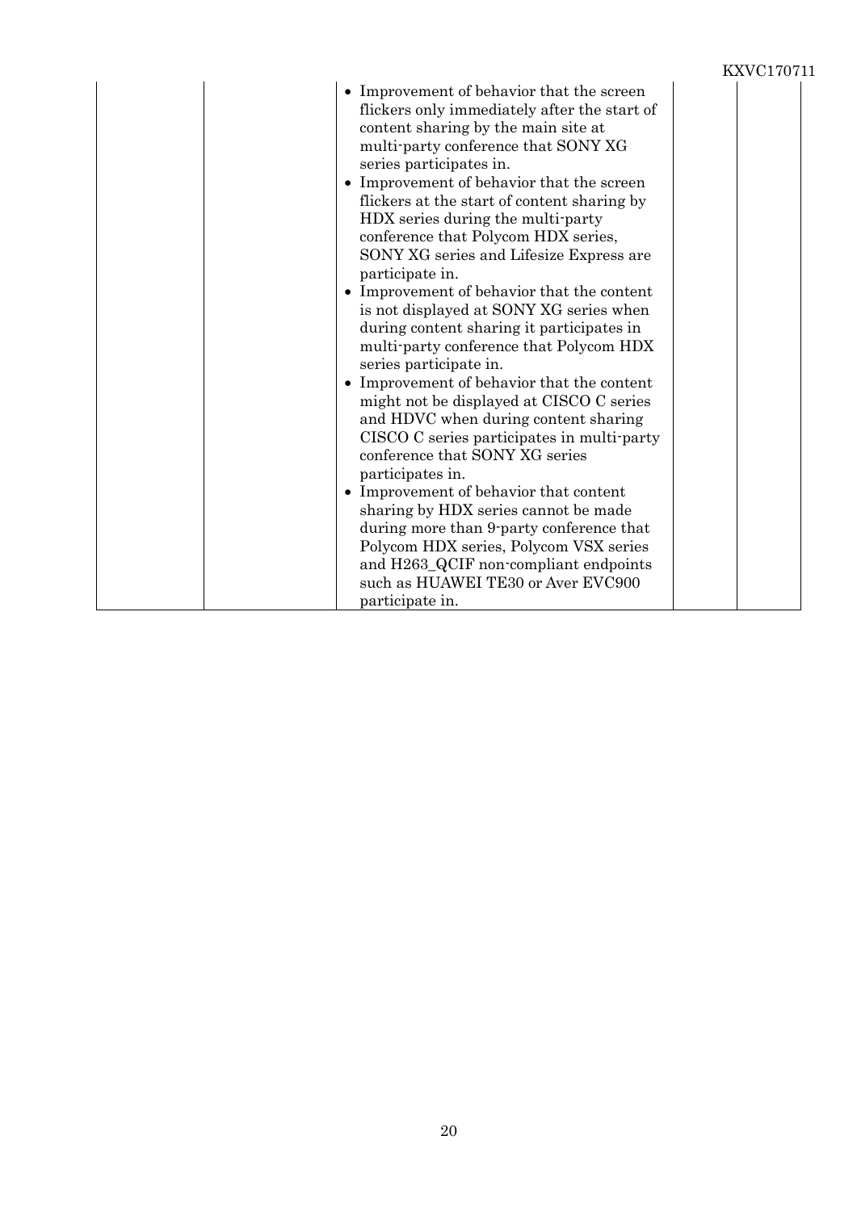| | | | | |
|---|---|---|---|---|
| | | • Improvement of behavior that the screen flickers only immediately after the start of content sharing by the main site at multi-party conference that SONY XG series participates in.<br>• Improvement of behavior that the screen flickers at the start of content sharing by HDX series during the multi-party conference that Polycom HDX series, SONY XG series and Lifesize Express are participate in.<br>• Improvement of behavior that the content is not displayed at SONY XG series when during content sharing it participates in multi-party conference that Polycom HDX series participate in.<br>• Improvement of behavior that the content might not be displayed at CISCO C series and HDVC when during content sharing CISCO C series participates in multi-party conference that SONY XG series participates in.<br>• Improvement of behavior that content sharing by HDX series cannot be made during more than 9-party conference that Polycom HDX series, Polycom VSX series and H263_QCIF non-compliant endpoints such as HUAWEI TE30 or Aver EVC900 participate in. | | |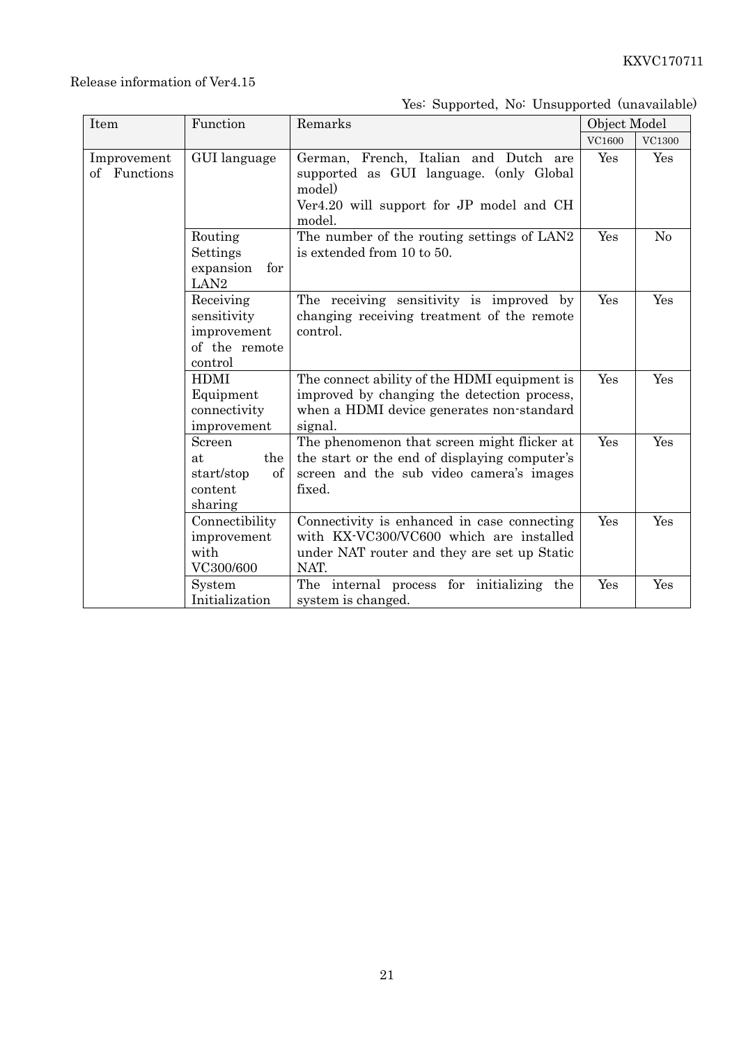Release information of Ver4.15

Yes: Supported, No: Unsupported (unavailable)

| Item | Function | Remarks | Object Model | |
|---|---|---|---|---|
| | | | VC1600 | VC1300 |
| Improvement of Functions | GUI language | German, French, Italian and Dutch are supported as GUI language. (only Global model) Ver4.20 will support for JP model and CH model. | Yes | Yes |
| | Routing Settings expansion for LAN2 | The number of the routing settings of LAN2 is extended from 10 to 50. | Yes | No |
| | Receiving sensitivity improvement of the remote control | The receiving sensitivity is improved by changing receiving treatment of the remote control. | Yes | Yes |
| | HDMI Equipment connectivity improvement | The connect ability of the HDMI equipment is improved by changing the detection process, when a HDMI device generates non-standard signal. | Yes | Yes |
| | Screen at the start/stop of content sharing | The phenomenon that screen might flicker at the start or the end of displaying computer's screen and the sub video camera's images fixed. | Yes | Yes |
| | Connectibility improvement with VC300/600 | Connectivity is enhanced in case connecting with KX-VC300/VC600 which are installed under NAT router and they are set up Static NAT. | Yes | Yes |
| | System Initialization | The internal process for initializing the system is changed. | Yes | Yes |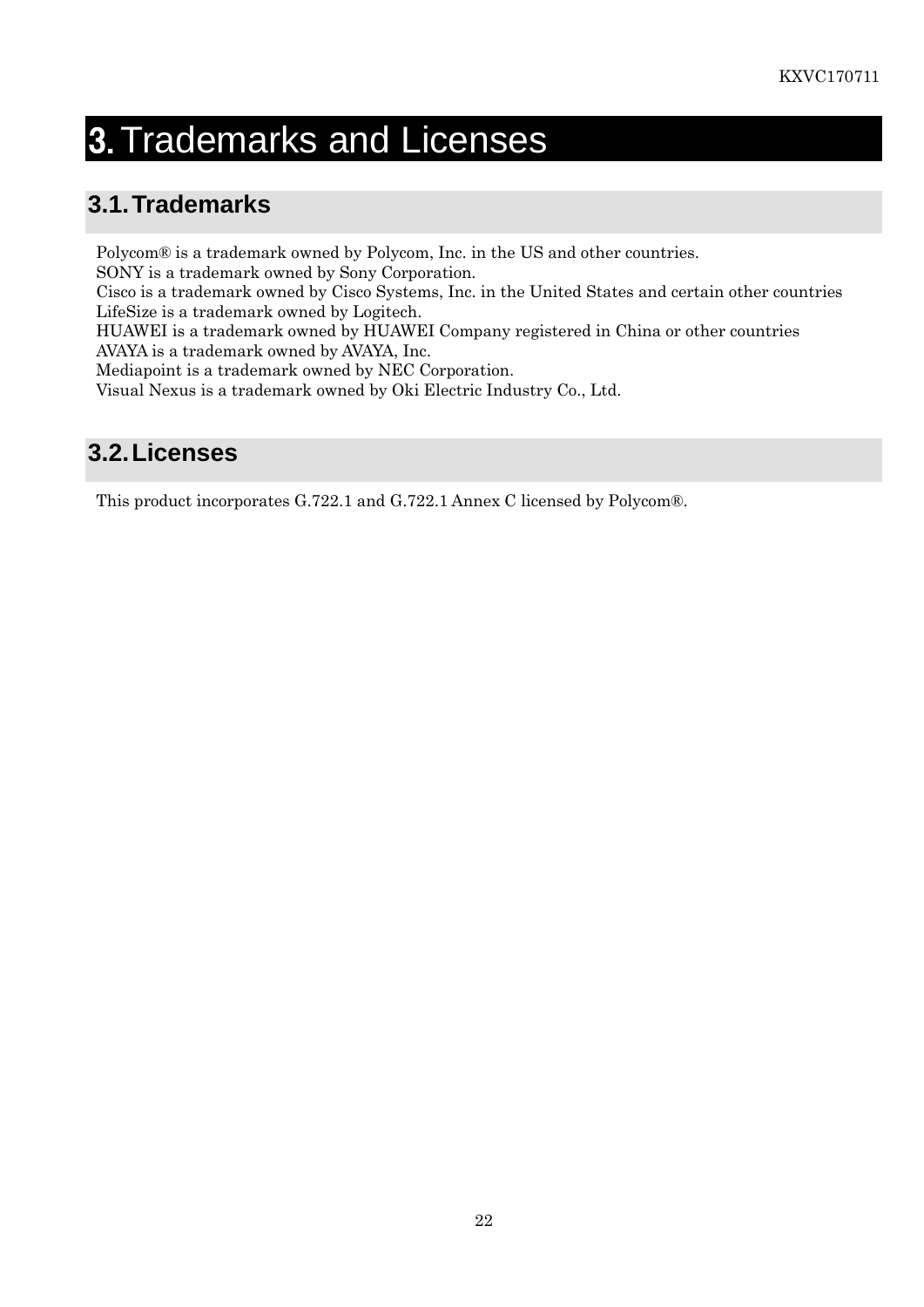# 3. Trademarks and Licenses

## 3.1. Trademarks

Polycom® is a trademark owned by Polycom, Inc. in the US and other countries.
SONY is a trademark owned by Sony Corporation.
Cisco is a trademark owned by Cisco Systems, Inc. in the United States and certain other countries
LifeSize is a trademark owned by Logitech.
HUAWEI is a trademark owned by HUAWEI Company registered in China or other countries
AVAYA is a trademark owned by AVAYA, Inc.
Mediapoint is a trademark owned by NEC Corporation.
Visual Nexus is a trademark owned by Oki Electric Industry Co., Ltd.

## 3.2. Licenses

This product incorporates G.722.1 and G.722.1 Annex C licensed by Polycom®.